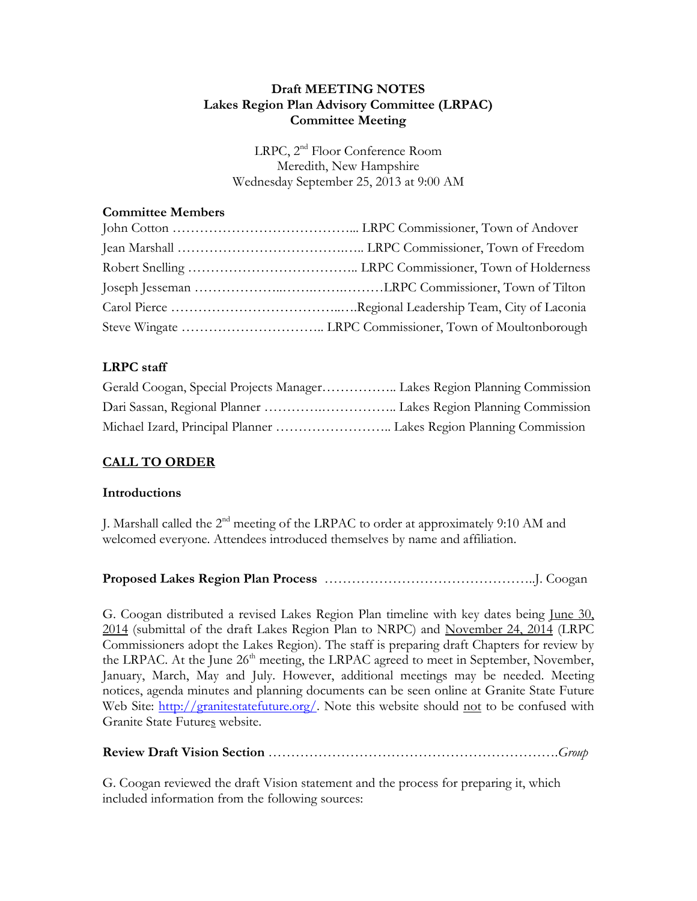**Draft MEETING NOTES**
**Lakes Region Plan Advisory Committee (LRPAC)**
**Committee Meeting**

LRPC, 2nd Floor Conference Room
Meredith, New Hampshire
Wednesday September 25, 2013 at 9:00 AM

### Committee Members

John Cotton …………………………………... LRPC Commissioner, Town of Andover
Jean Marshall ……………………………….….. LRPC Commissioner, Town of Freedom
Robert Snelling ……………………………….. LRPC Commissioner, Town of Holderness
Joseph Jesseman ………………...…….…….………LRPC Commissioner, Town of Tilton
Carol Pierce ………………………………..….Regional Leadership Team, City of Laconia
Steve Wingate ………………………….. LRPC Commissioner, Town of Moultonborough

### LRPC staff

Gerald Coogan, Special Projects Manager…………….. Lakes Region Planning Commission
Dari Sassan, Regional Planner ………….…………….. Lakes Region Planning Commission
Michael Izard, Principal Planner …………………….. Lakes Region Planning Commission

## CALL TO ORDER

### Introductions

J. Marshall called the 2nd meeting of the LRPAC to order at approximately 9:10 AM and welcomed everyone. Attendees introduced themselves by name and affiliation.

**Proposed Lakes Region Plan Process** ………………………………………..J. Coogan

G. Coogan distributed a revised Lakes Region Plan timeline with key dates being June 30, 2014 (submittal of the draft Lakes Region Plan to NRPC) and November 24, 2014 (LRPC Commissioners adopt the Lakes Region). The staff is preparing draft Chapters for review by the LRPAC. At the June 26th meeting, the LRPAC agreed to meet in September, November, January, March, May and July. However, additional meetings may be needed. Meeting notices, agenda minutes and planning documents can be seen online at Granite State Future Web Site: http://granitestatefuture.org/. Note this website should not to be confused with Granite State Futures website.

**Review Draft Vision Section** ……………………………………………………….*Group*

G. Coogan reviewed the draft Vision statement and the process for preparing it, which included information from the following sources: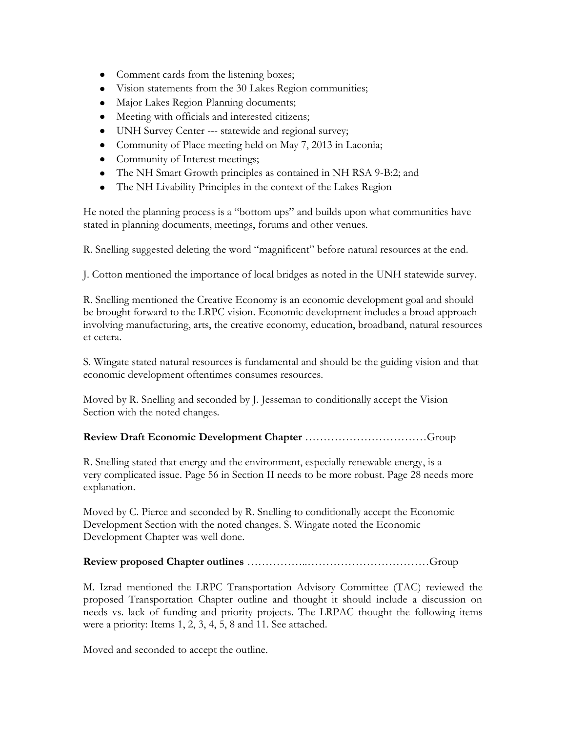- Comment cards from the listening boxes;
- Vision statements from the 30 Lakes Region communities;
- Major Lakes Region Planning documents;
- Meeting with officials and interested citizens;
- UNH Survey Center --- statewide and regional survey;
- Community of Place meeting held on May 7, 2013 in Laconia;
- Community of Interest meetings;
- The NH Smart Growth principles as contained in NH RSA 9-B:2; and
- The NH Livability Principles in the context of the Lakes Region

He noted the planning process is a "bottom ups" and builds upon what communities have stated in planning documents, meetings, forums and other venues.

R. Snelling suggested deleting the word "magnificent" before natural resources at the end.

J. Cotton mentioned the importance of local bridges as noted in the UNH statewide survey.

R. Snelling mentioned the Creative Economy is an economic development goal and should be brought forward to the LRPC vision. Economic development includes a broad approach involving manufacturing, arts, the creative economy, education, broadband, natural resources et cetera.

S. Wingate stated natural resources is fundamental and should be the guiding vision and that economic development oftentimes consumes resources.

Moved by R. Snelling and seconded by J. Jesseman to conditionally accept the Vision Section with the noted changes.

**Review Draft Economic Development Chapter** ……………………………Group

R. Snelling stated that energy and the environment, especially renewable energy, is a very complicated issue. Page 56 in Section II needs to be more robust. Page 28 needs more explanation.

Moved by C. Pierce and seconded by R. Snelling to conditionally accept the Economic Development Section with the noted changes. S. Wingate noted the Economic Development Chapter was well done.

**Review proposed Chapter outlines** ……………..……………………………Group

M. Izrad mentioned the LRPC Transportation Advisory Committee (TAC) reviewed the proposed Transportation Chapter outline and thought it should include a discussion on needs vs. lack of funding and priority projects. The LRPAC thought the following items were a priority: Items 1, 2, 3, 4, 5, 8 and 11. See attached.

Moved and seconded to accept the outline.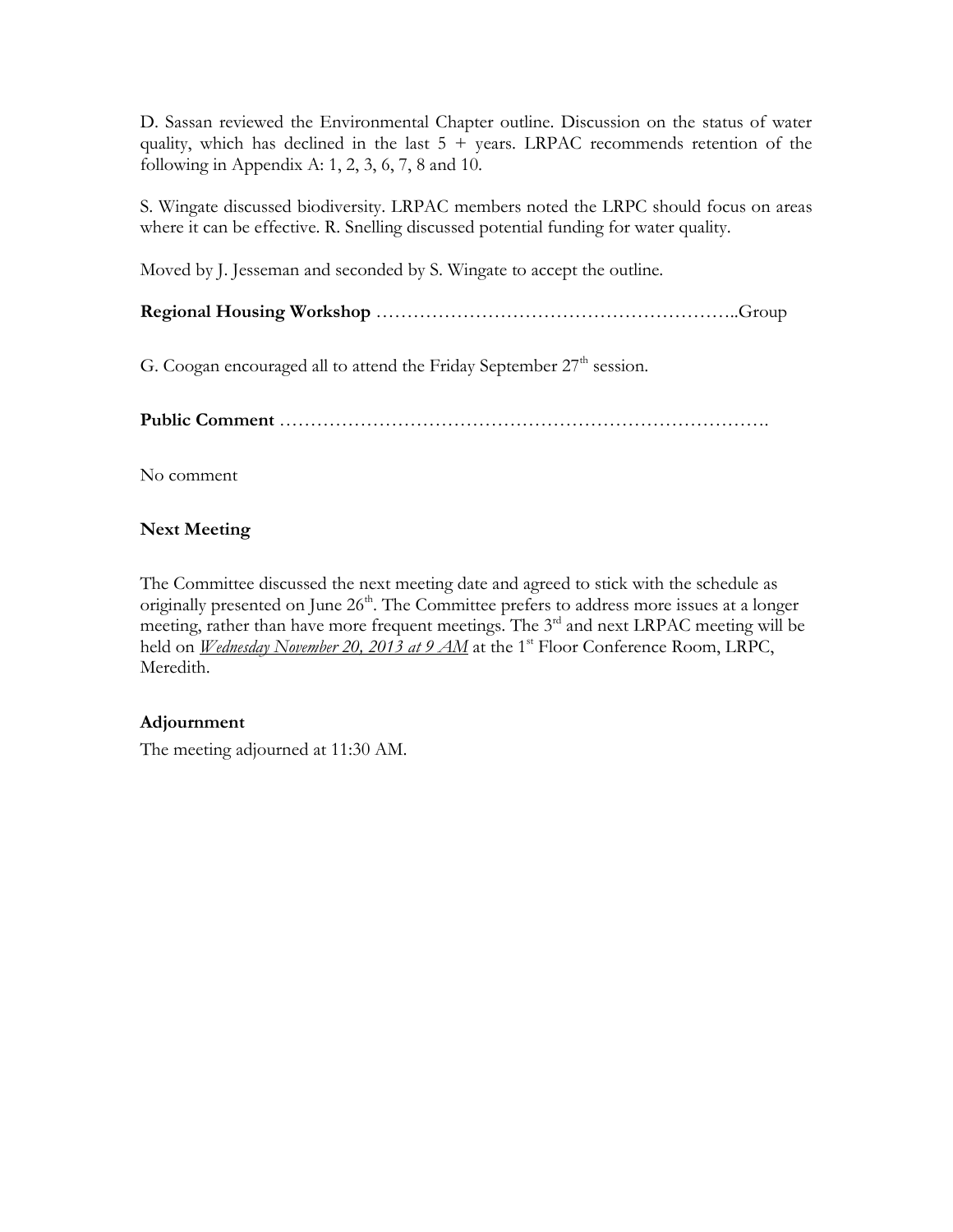D. Sassan reviewed the Environmental Chapter outline. Discussion on the status of water quality, which has declined in the last 5 + years. LRPAC recommends retention of the following in Appendix A: 1, 2, 3, 6, 7, 8 and 10.

S. Wingate discussed biodiversity. LRPAC members noted the LRPC should focus on areas where it can be effective. R. Snelling discussed potential funding for water quality.

Moved by J. Jesseman and seconded by S. Wingate to accept the outline.

**Regional Housing Workshop** …………………………………………………..Group

G. Coogan encouraged all to attend the Friday September 27th session.

**Public Comment** ……………………………………………………………………….

No comment

**Next Meeting**

The Committee discussed the next meeting date and agreed to stick with the schedule as originally presented on June 26th. The Committee prefers to address more issues at a longer meeting, rather than have more frequent meetings. The 3rd and next LRPAC meeting will be held on ***Wednesday November 20, 2013 at 9 AM*** at the 1st Floor Conference Room, LRPC, Meredith.

**Adjournment**

The meeting adjourned at 11:30 AM.